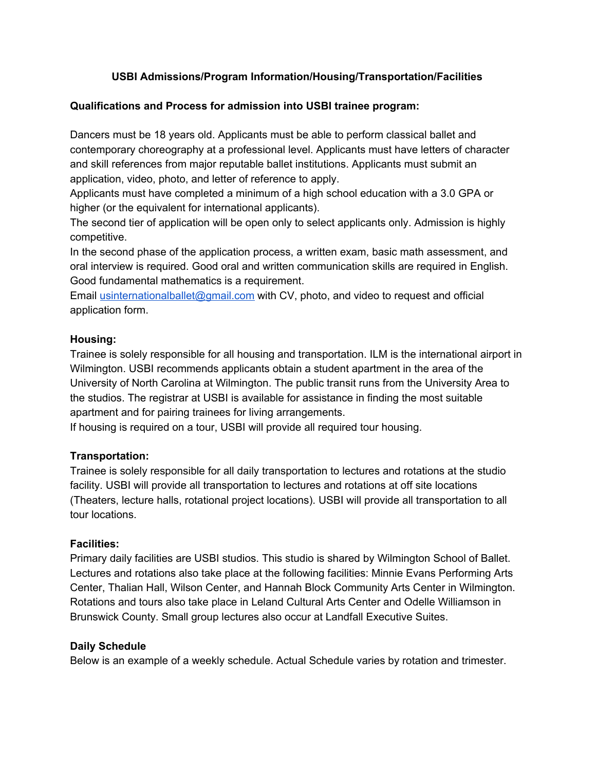# USBI Admissions/Program Information/Housing/Transportation/Facilities

**Qualifications and Process for admission into USBI trainee program:**

Dancers must be 18 years old. Applicants must be able to perform classical ballet and contemporary choreography at a professional level. Applicants must have letters of character and skill references from major reputable ballet institutions. Applicants must submit an application, video, photo, and letter of reference to apply.

Applicants must have completed a minimum of a high school education with a 3.0 GPA or higher (or the equivalent for international applicants).

The second tier of application will be open only to select applicants only. Admission is highly competitive.

In the second phase of the application process, a written exam, basic math assessment, and oral interview is required. Good oral and written communication skills are required in English. Good fundamental mathematics is a requirement.

Email usinternationalballet@gmail.com with CV, photo, and video to request and official application form.

**Housing:**

Trainee is solely responsible for all housing and transportation. ILM is the international airport in Wilmington. USBI recommends applicants obtain a student apartment in the area of the University of North Carolina at Wilmington. The public transit runs from the University Area to the studios. The registrar at USBI is available for assistance in finding the most suitable apartment and for pairing trainees for living arrangements.

If housing is required on a tour, USBI will provide all required tour housing.

**Transportation:**

Trainee is solely responsible for all daily transportation to lectures and rotations at the studio facility. USBI will provide all transportation to lectures and rotations at off site locations (Theaters, lecture halls, rotational project locations). USBI will provide all transportation to all tour locations.

**Facilities:**

Primary daily facilities are USBI studios. This studio is shared by Wilmington School of Ballet. Lectures and rotations also take place at the following facilities: Minnie Evans Performing Arts Center, Thalian Hall, Wilson Center, and Hannah Block Community Arts Center in Wilmington. Rotations and tours also take place in Leland Cultural Arts Center and Odelle Williamson in Brunswick County. Small group lectures also occur at Landfall Executive Suites.

**Daily Schedule**

Below is an example of a weekly schedule. Actual Schedule varies by rotation and trimester.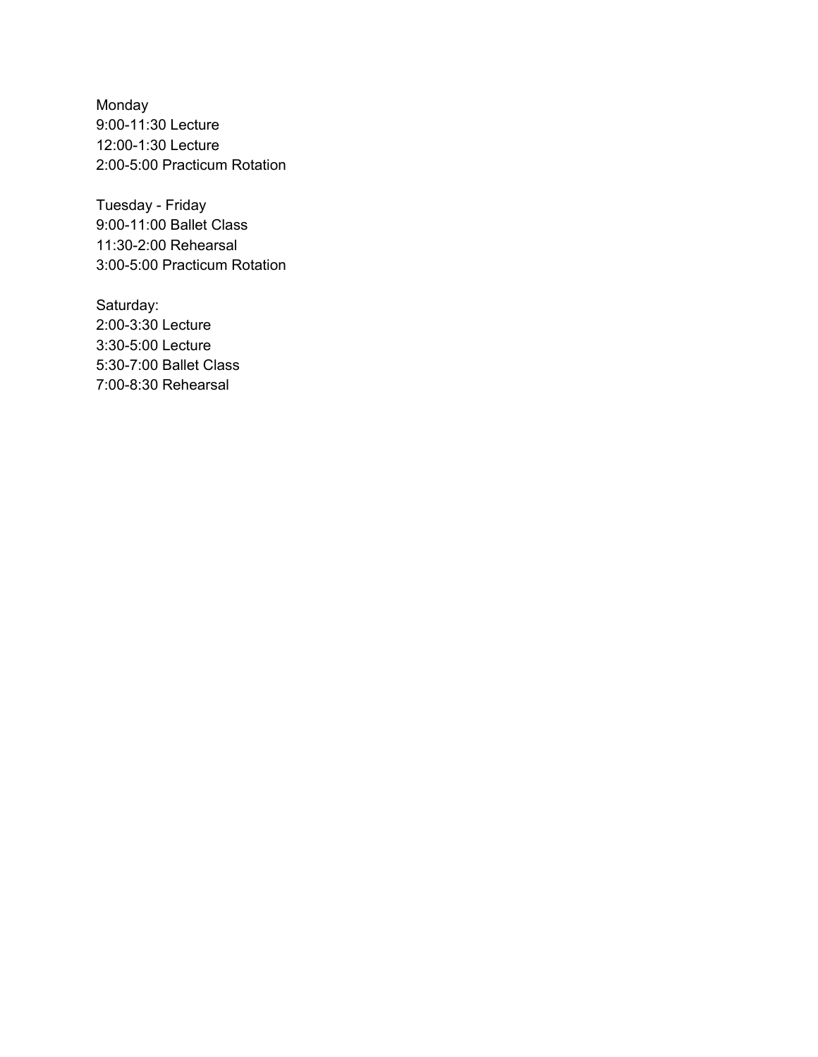Monday
9:00-11:30 Lecture
12:00-1:30 Lecture
2:00-5:00 Practicum Rotation

Tuesday - Friday
9:00-11:00 Ballet Class
11:30-2:00 Rehearsal
3:00-5:00 Practicum Rotation

Saturday:
2:00-3:30 Lecture
3:30-5:00 Lecture
5:30-7:00 Ballet Class
7:00-8:30 Rehearsal